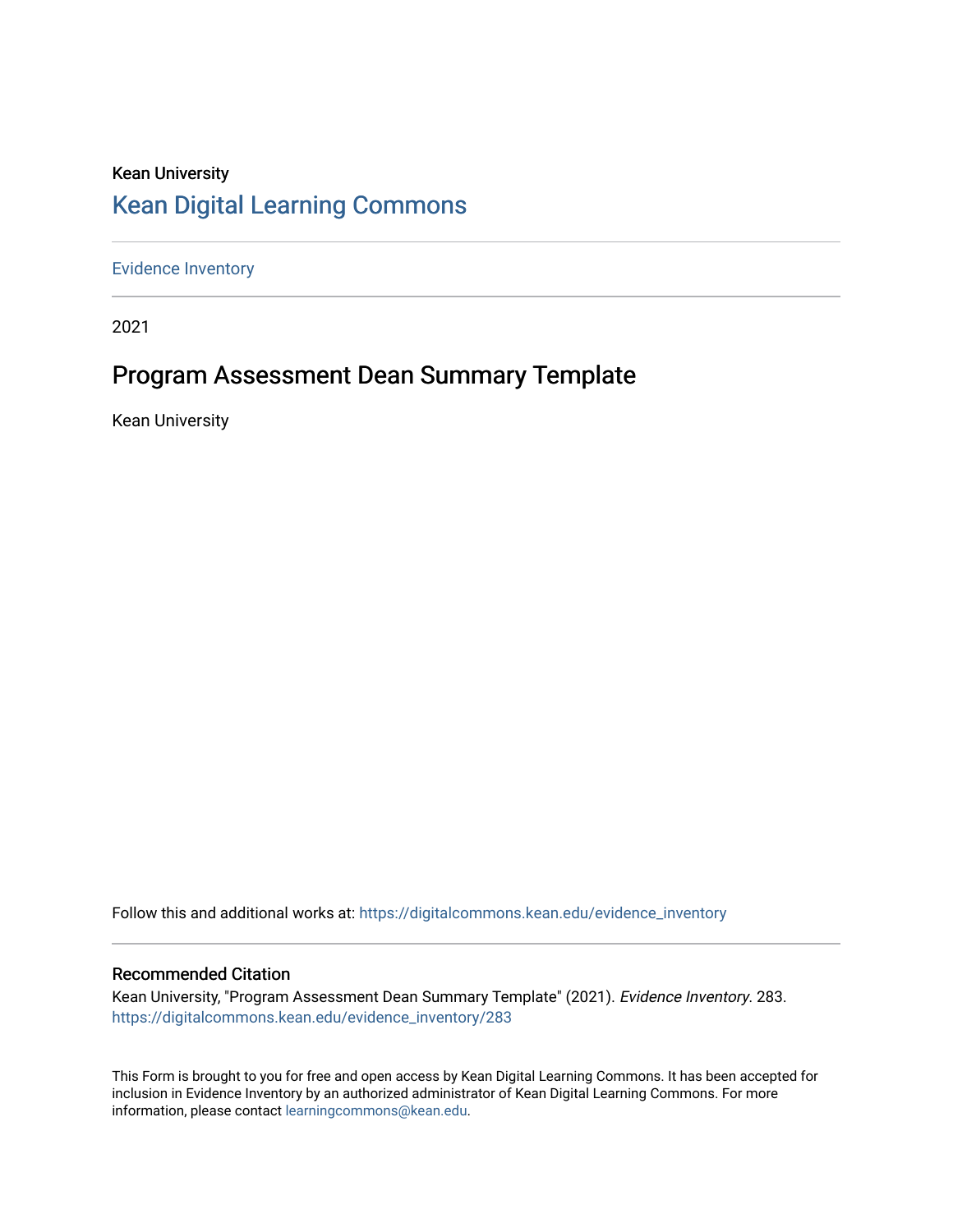Kean University

# Kean Digital Learning Commons

Evidence Inventory

2021

## Program Assessment Dean Summary Template

Kean University

Follow this and additional works at: https://digitalcommons.kean.edu/evidence_inventory

### Recommended Citation

Kean University, "Program Assessment Dean Summary Template" (2021). *Evidence Inventory*. 283.
https://digitalcommons.kean.edu/evidence_inventory/283

This Form is brought to you for free and open access by Kean Digital Learning Commons. It has been accepted for inclusion in Evidence Inventory by an authorized administrator of Kean Digital Learning Commons. For more information, please contact learningcommons@kean.edu.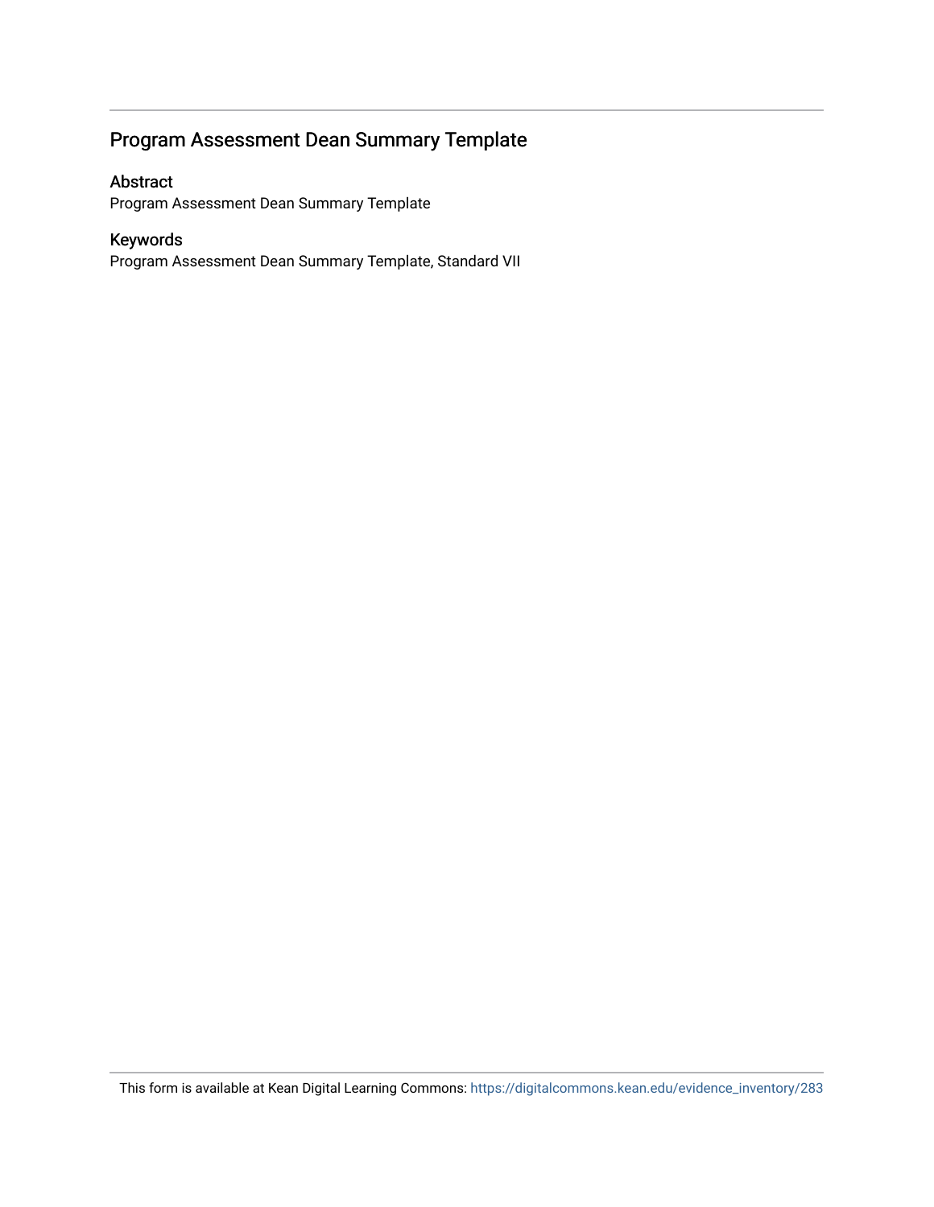## Program Assessment Dean Summary Template

### Abstract

Program Assessment Dean Summary Template

### Keywords

Program Assessment Dean Summary Template, Standard VII

This form is available at Kean Digital Learning Commons: https://digitalcommons.kean.edu/evidence_inventory/283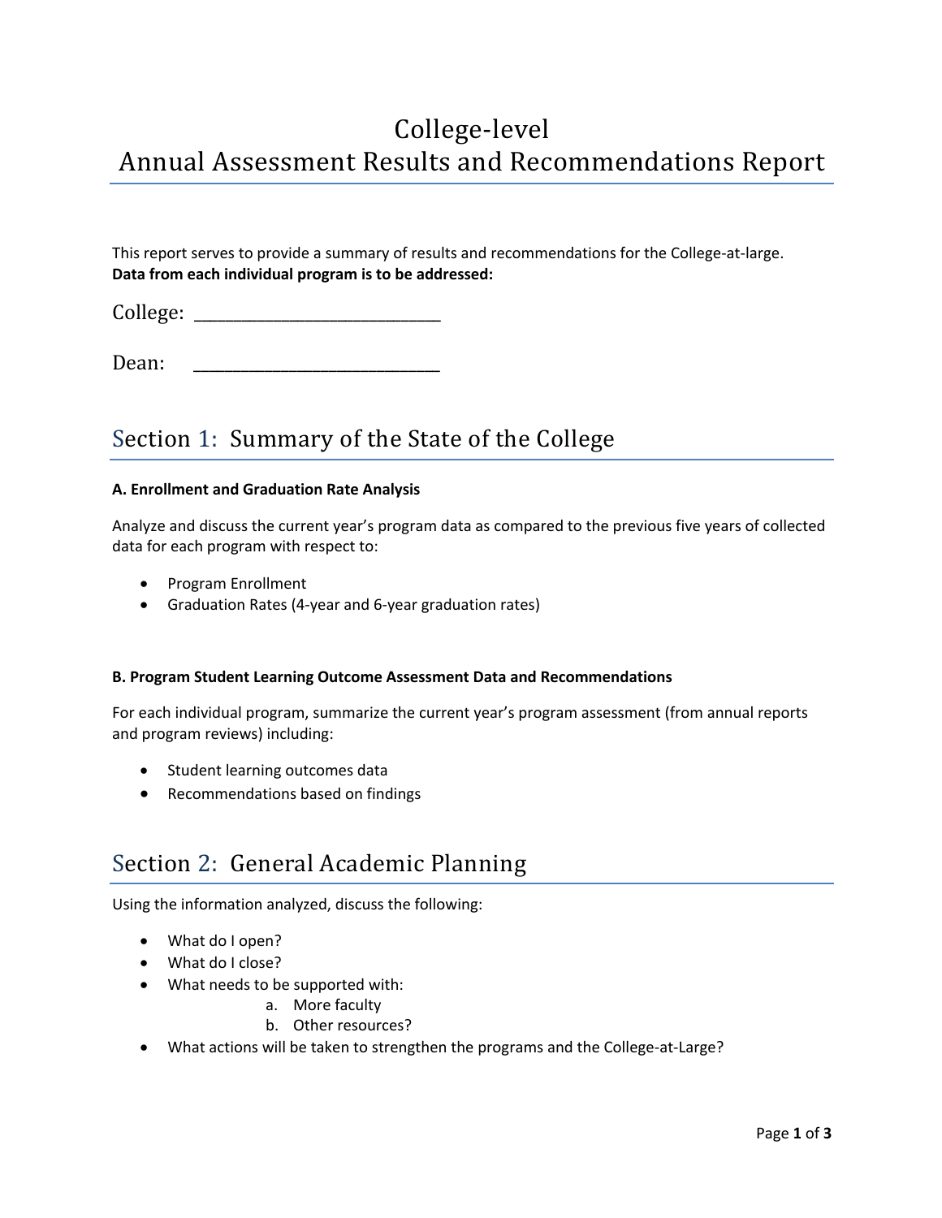# College-level Annual Assessment Results and Recommendations Report

This report serves to provide a summary of results and recommendations for the College-at-large.
**Data from each individual program is to be addressed:**

College: ___________________________

Dean: ___________________________

## Section 1: Summary of the State of the College

**A. Enrollment and Graduation Rate Analysis**

Analyze and discuss the current year's program data as compared to the previous five years of collected data for each program with respect to:

- Program Enrollment
- Graduation Rates (4-year and 6-year graduation rates)

**B. Program Student Learning Outcome Assessment Data and Recommendations**

For each individual program, summarize the current year's program assessment (from annual reports and program reviews) including:

- Student learning outcomes data
- Recommendations based on findings

## Section 2: General Academic Planning

Using the information analyzed, discuss the following:

- What do I open?
- What do I close?
- What needs to be supported with:
    a. More faculty
    b. Other resources?
- What actions will be taken to strengthen the programs and the College-at-Large?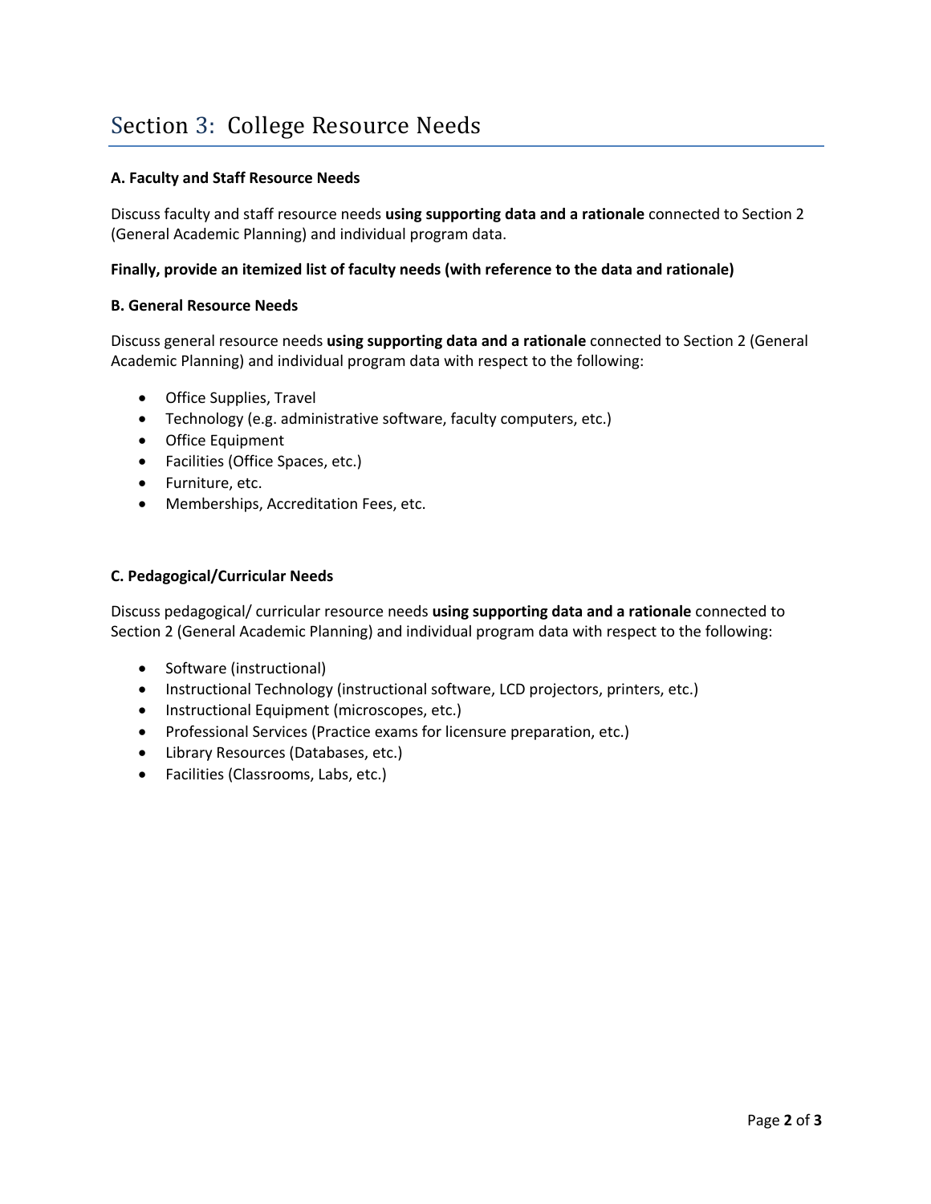# Section 3: College Resource Needs

**A. Faculty and Staff Resource Needs**

Discuss faculty and staff resource needs **using supporting data and a rationale** connected to Section 2 (General Academic Planning) and individual program data.

**Finally, provide an itemized list of faculty needs (with reference to the data and rationale)**

**B. General Resource Needs**

Discuss general resource needs **using supporting data and a rationale** connected to Section 2 (General Academic Planning) and individual program data with respect to the following:

- Office Supplies, Travel
- Technology (e.g. administrative software, faculty computers, etc.)
- Office Equipment
- Facilities (Office Spaces, etc.)
- Furniture, etc.
- Memberships, Accreditation Fees, etc.

**C. Pedagogical/Curricular Needs**

Discuss pedagogical/ curricular resource needs **using supporting data and a rationale** connected to Section 2 (General Academic Planning) and individual program data with respect to the following:

- Software (instructional)
- Instructional Technology (instructional software, LCD projectors, printers, etc.)
- Instructional Equipment (microscopes, etc.)
- Professional Services (Practice exams for licensure preparation, etc.)
- Library Resources (Databases, etc.)
- Facilities (Classrooms, Labs, etc.)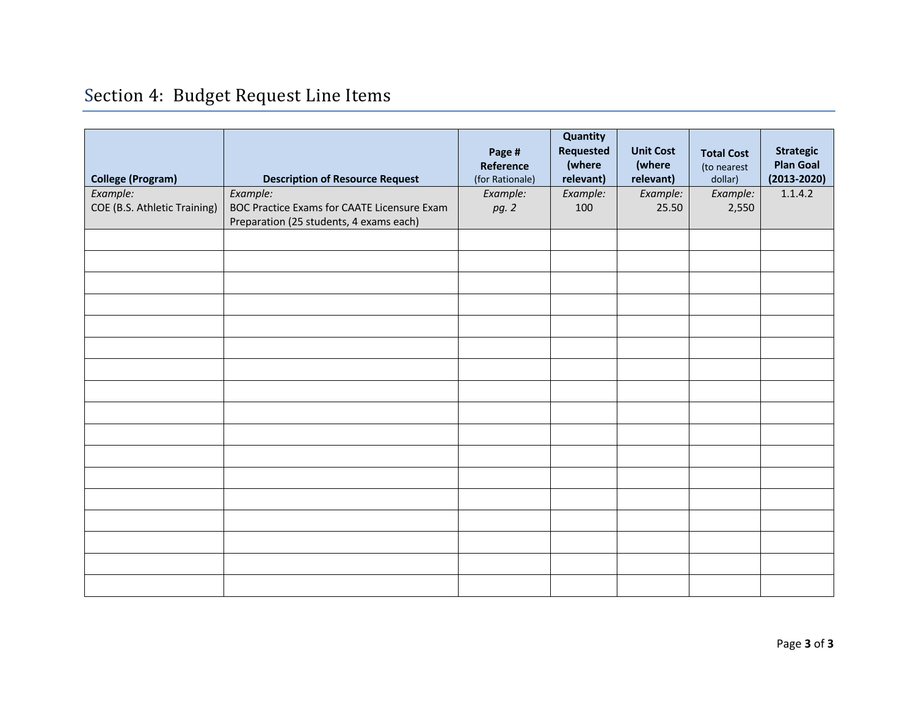## Section 4: Budget Request Line Items

| College (Program) | Description of Resource Request | Page # Reference (for Rationale) | Quantity Requested (where relevant) | Unit Cost (where relevant) | Total Cost (to nearest dollar) | Strategic Plan Goal (2013-2020) |
|---|---|---|---|---|---|---|
| *Example:* COE (B.S. Athletic Training) | *Example:* BOC Practice Exams for CAATE Licensure Exam Preparation (25 students, 4 exams each) | *Example: pg. 2* | *Example:* 100 | *Example:* 25.50 | *Example:* 2,550 | 1.1.4.2 |
| | | | | | | |
| | | | | | | |
| | | | | | | |
| | | | | | | |
| | | | | | | |
| | | | | | | |
| | | | | | | |
| | | | | | | |
| | | | | | | |
| | | | | | | |
| | | | | | | |
| | | | | | | |
| | | | | | | |
| | | | | | | |
| | | | | | | |
| | | | | | | |
| | | | | | | |